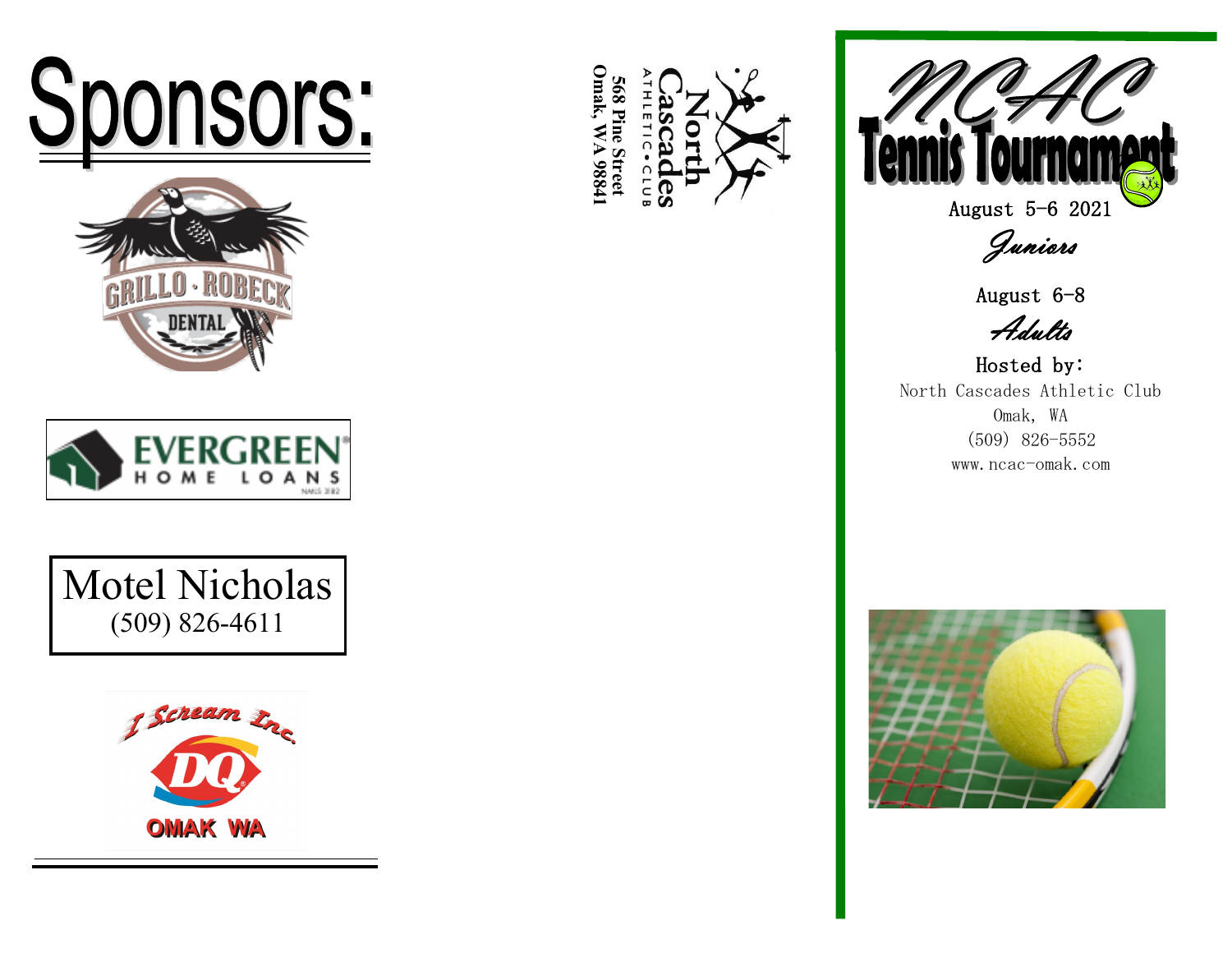# Sponsors:

GRILLO · ROBECK DENTAL

EVERGREEN HOME LOANS

Motel Nicholas
(509) 826-4611

I Scream Inc.
DQ
OMAK WA

North Cascades ATHLETIC • CLUB
568 Pine Street
Omak, WA 98841

# NCAC Tennis Tournament

August 5-6 2021

*Juniors*

August 6-8

*Adults*

Hosted by:

North Cascades Athletic Club
Omak, WA
(509) 826-5552
www.ncac-omak.com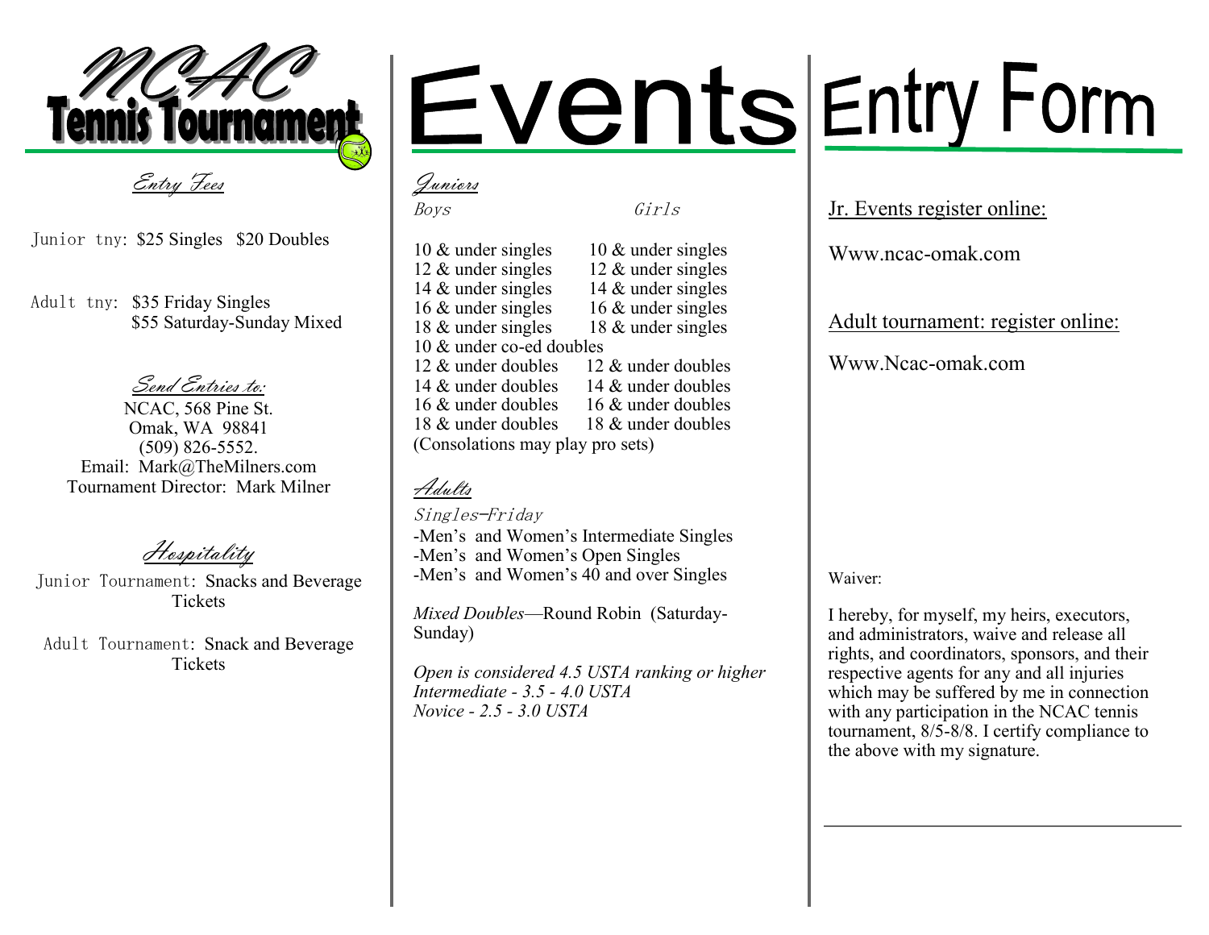# NCAC Tennis Tournament

## *Entry Fees*

Junior tny: $25 Singles $20 Doubles

Adult tny: $35 Friday Singles
$55 Saturday-Sunday Mixed

## *Send Entries to:*

NCAC, 568 Pine St.
Omak, WA 98841
(509) 826-5552.
Email: Mark@TheMilners.com
Tournament Director: Mark Milner

## *Hospitality*

Junior Tournament: Snacks and Beverage Tickets

Adult Tournament: Snack and Beverage Tickets

# Events

## *Juniors*

| *Boys* | *Girls* |
|---|---|
| 10 & under singles | 10 & under singles |
| 12 & under singles | 12 & under singles |
| 14 & under singles | 14 & under singles |
| 16 & under singles | 16 & under singles |
| 18 & under singles | 18 & under singles |
| 10 & under co-ed doubles | |
| 12 & under doubles | 12 & under doubles |
| 14 & under doubles | 14 & under doubles |
| 16 & under doubles | 16 & under doubles |
| 18 & under doubles | 18 & under doubles |

(Consolations may play pro sets)

## *Adults*

*Singles—Friday*

- Men's and Women's Intermediate Singles
- Men's and Women's Open Singles
- Men's and Women's 40 and over Singles

*Mixed Doubles*—Round Robin (Saturday-Sunday)

*Open is considered 4.5 USTA ranking or higher*
*Intermediate - 3.5 - 4.0 USTA*
*Novice - 2.5 - 3.0 USTA*

# Entry Form

Jr. Events register online:

Www.ncac-omak.com

Adult tournament: register online:

Www.Ncac-omak.com

Waiver:

I hereby, for myself, my heirs, executors, and administrators, waive and release all rights, and coordinators, sponsors, and their respective agents for any and all injuries which may be suffered by me in connection with any participation in the NCAC tennis tournament, 8/5-8/8. I certify compliance to the above with my signature.

______________________________